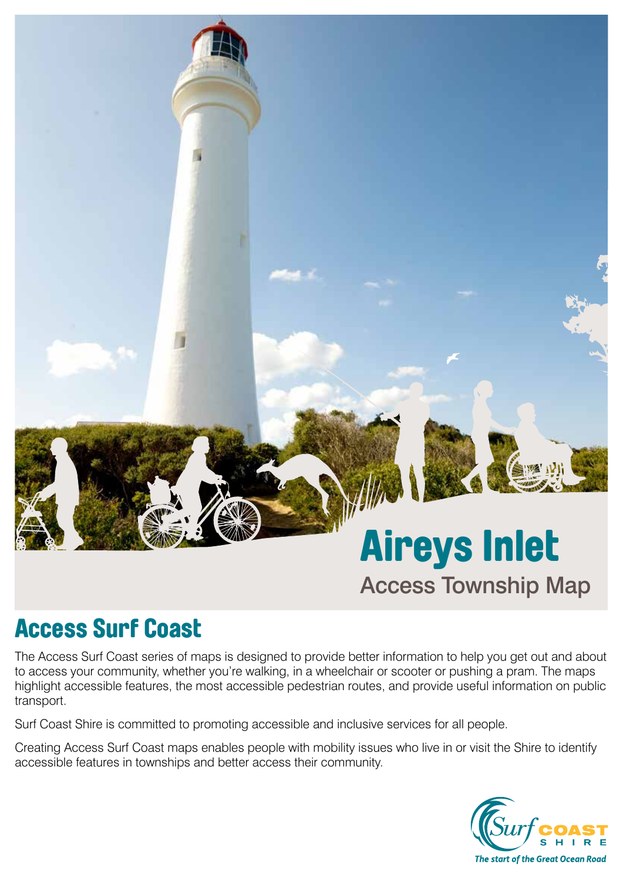# Aireys Inlet

Access Township Map

## Access Surf Coast

The Access Surf Coast series of maps is designed to provide better information to help you get out and about to access your community, whether you're walking, in a wheelchair or scooter or pushing a pram. The maps highlight accessible features, the most accessible pedestrian routes, and provide useful information on public transport.

Surf Coast Shire is committed to promoting accessible and inclusive services for all people.

Creating Access Surf Coast maps enables people with mobility issues who live in or visit the Shire to identify accessible features in townships and better access their community.

Surf Coast Shire

*The start of the Great Ocean Road*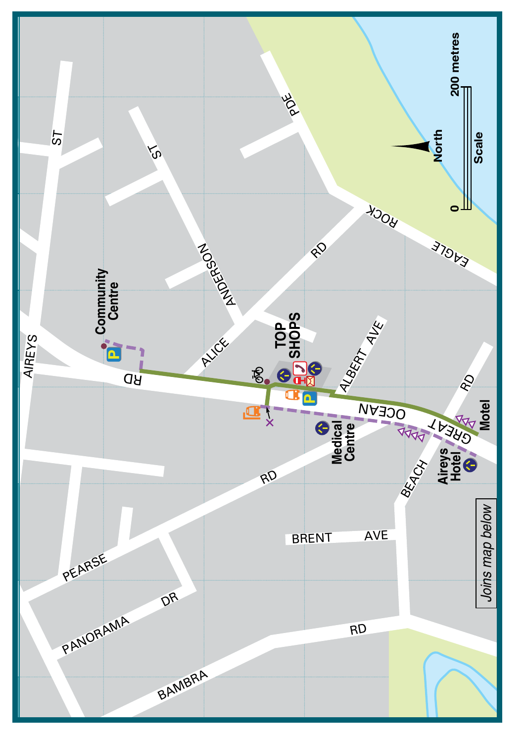TOP SHOPS

Community Centre

Medical Centre

Aireys Hotel

Motel

North

200 metres

0

Scale

AIREYS ST

ANDERSON ST

PDE

EAGLE ROCK

ALICE RD

AIREYS RD

ALBERT AVE

GREAT OCEAN RD

RD

PEARSE RD

BEACH RD

BRENT AVE

PANORAMA DR

BAMBRA RD

*Joins map below*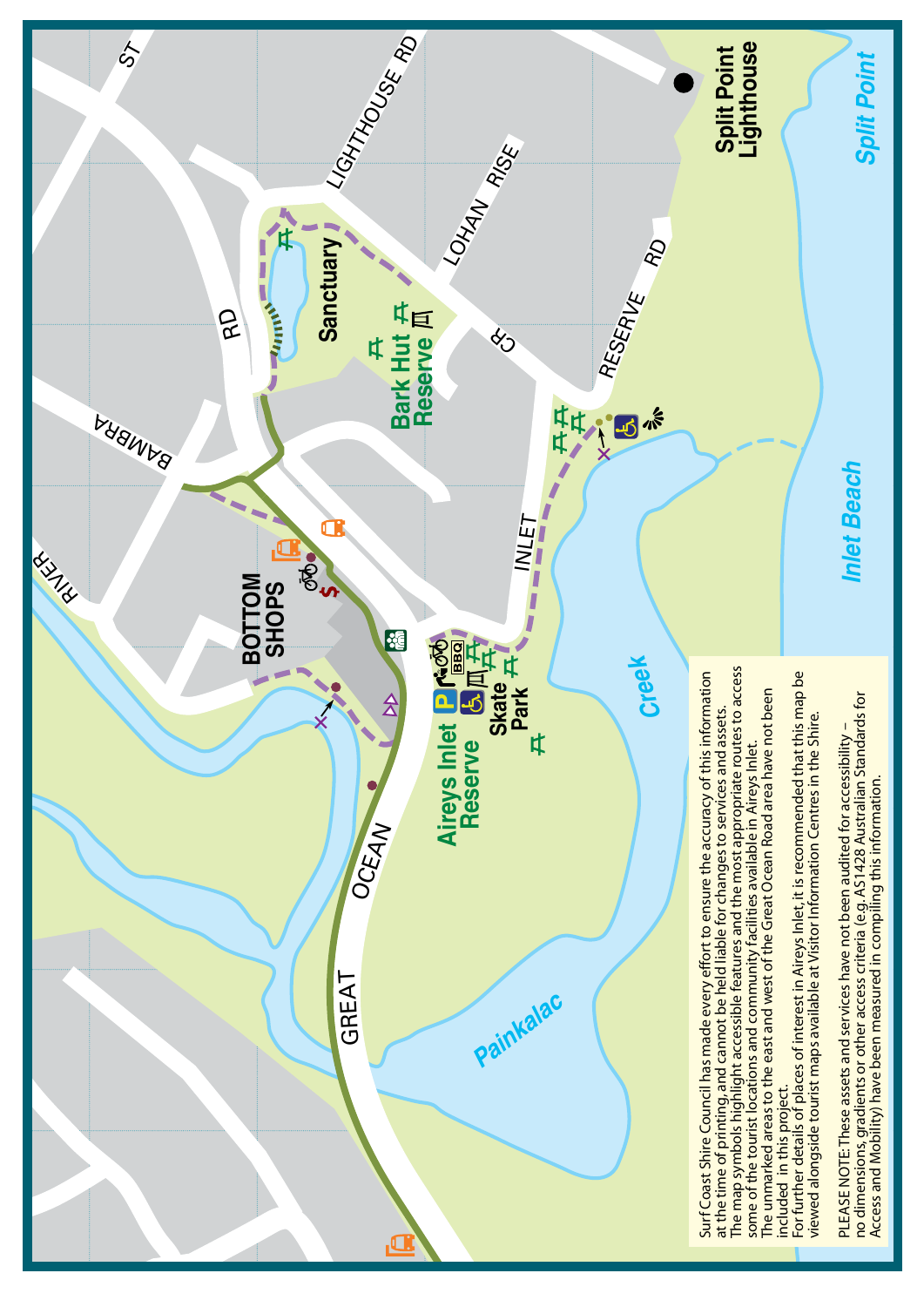Split Point Lighthouse

Split Point

Sanctuary

Bark Hut Reserve

Bottom Shops

Aireys Inlet Reserve

Skate Park

Inlet Beach

Painkalac Creek

LIGHTHOUSE RD

LOHAN RISE

RESERVE RD

INLET CR

BAMBRA RD

RIVER ST

GREAT OCEAN RD

Surf Coast Shire Council has made every effort to ensure the accuracy of this information at the time of printing, and cannot be held liable for changes to services and assets.

The map symbols highlight accessible features and the most appropriate routes to access some of the tourist locations and community facilities available in Aireys Inlet.

The unmarked areas to the east and west of the Great Ocean Road area have not been included in this project.

For further details of places of interest in Aireys Inlet, it is recommended that this map be viewed alongside tourist maps available at Visitor Information Centres in the Shire.

PLEASE NOTE: These assets and services have not been audited for accessibility – no dimensions, gradients or other access criteria (e.g. AS1428 Australian Standards for Access and Mobility) have been measured in compiling this information.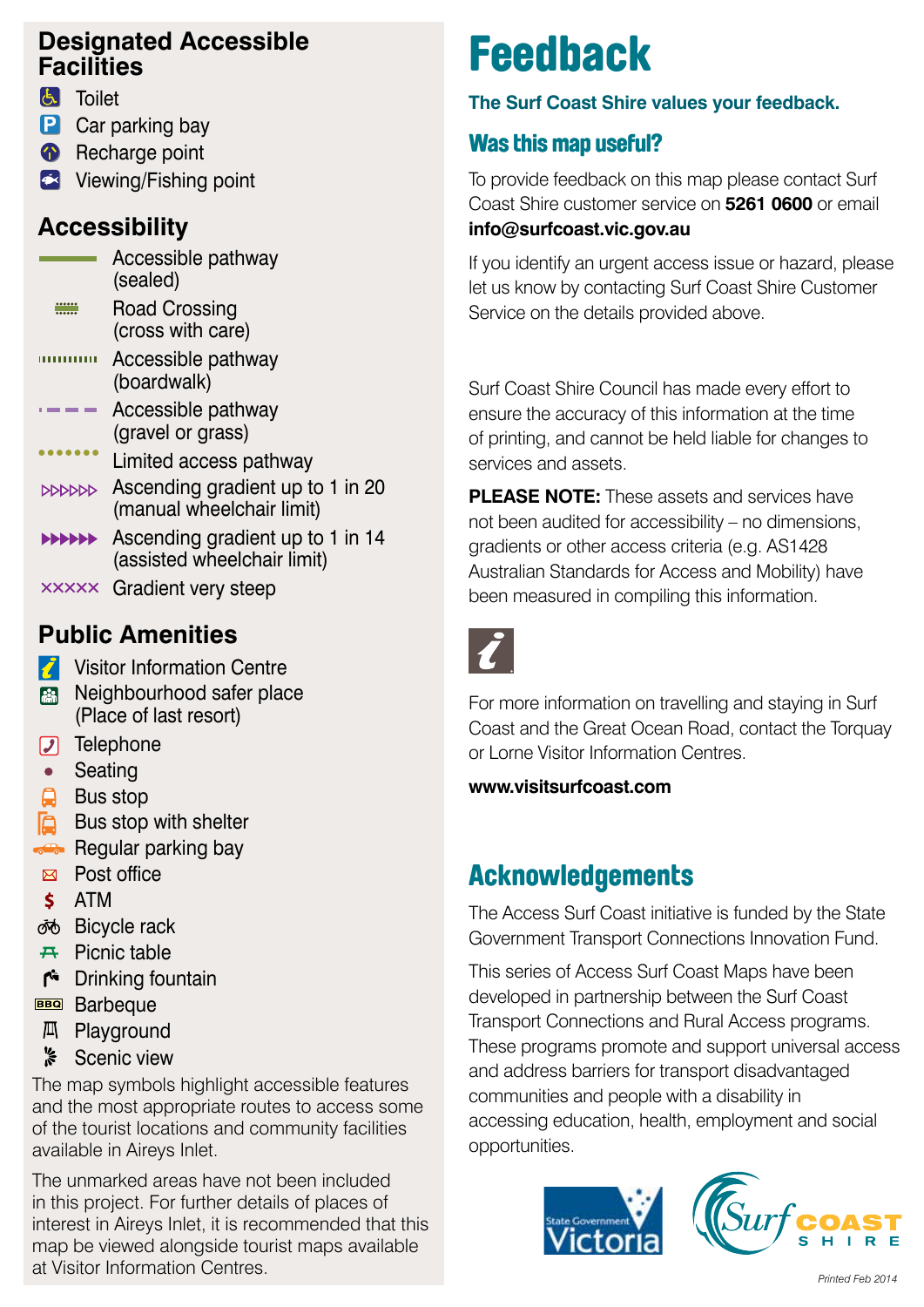## Designated Accessible Facilities

- Toilet
- Car parking bay
- Recharge point
- Viewing/Fishing point

## Accessibility

- Accessible pathway (sealed)
- Road Crossing (cross with care)
- Accessible pathway (boardwalk)
- Accessible pathway (gravel or grass)
- Limited access pathway
- Ascending gradient up to 1 in 20 (manual wheelchair limit)
- Ascending gradient up to 1 in 14 (assisted wheelchair limit)
- Gradient very steep

## Public Amenities

- Visitor Information Centre
- Neighbourhood safer place (Place of last resort)
- Telephone
- Seating
- Bus stop
- Bus stop with shelter
- Regular parking bay
- Post office
- ATM
- Bicycle rack
- Picnic table
- Drinking fountain
- Barbeque
- Playground
- Scenic view

The map symbols highlight accessible features and the most appropriate routes to access some of the tourist locations and community facilities available in Aireys Inlet.

The unmarked areas have not been included in this project. For further details of places of interest in Aireys Inlet, it is recommended that this map be viewed alongside tourist maps available at Visitor Information Centres.

# Feedback

**The Surf Coast Shire values your feedback.**

## Was this map useful?

To provide feedback on this map please contact Surf Coast Shire customer service on **5261 0600** or email **info@surfcoast.vic.gov.au**

If you identify an urgent access issue or hazard, please let us know by contacting Surf Coast Shire Customer Service on the details provided above.

Surf Coast Shire Council has made every effort to ensure the accuracy of this information at the time of printing, and cannot be held liable for changes to services and assets.

**PLEASE NOTE:** These assets and services have not been audited for accessibility – no dimensions, gradients or other access criteria (e.g. AS1428 Australian Standards for Access and Mobility) have been measured in compiling this information.

For more information on travelling and staying in Surf Coast and the Great Ocean Road, contact the Torquay or Lorne Visitor Information Centres.

**www.visitsurfcoast.com**

## Acknowledgements

The Access Surf Coast initiative is funded by the State Government Transport Connections Innovation Fund.

This series of Access Surf Coast Maps have been developed in partnership between the Surf Coast Transport Connections and Rural Access programs. These programs promote and support universal access and address barriers for transport disadvantaged communities and people with a disability in accessing education, health, employment and social opportunities.

State Government Victoria

Surf Coast Shire

*Printed Feb 2014*